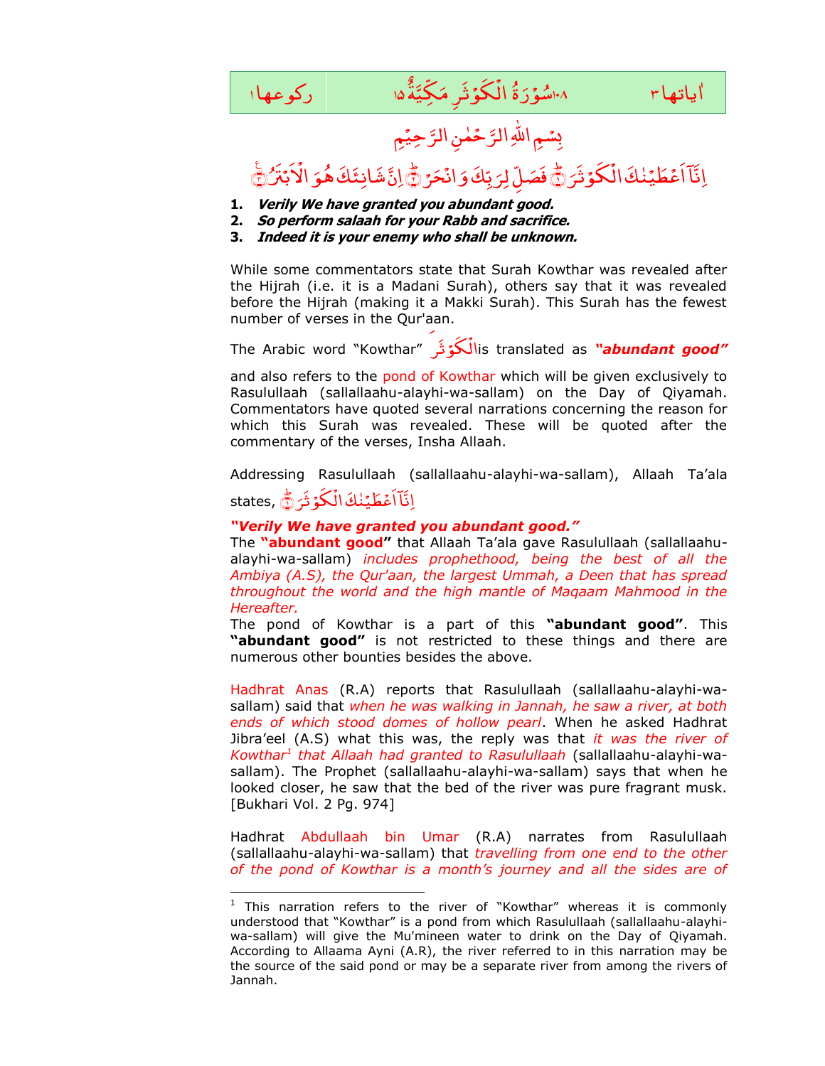| ركوعها ١ | ١٠٨ سُوْرَةُ الْكَوْثَرِ مَكِّيَّةٌ ١٥ | اٰياتها ٣ |
|---|---|---|

بِسْمِ اللّٰهِ الرَّحْمٰنِ الرَّحِيْمِ

اِنَّآ اَعْطَيْنٰكَ الْكَوْثَرَ ۝١ فَصَلِّ لِرَبِّكَ وَانْحَرْ ۝٢ اِنَّ شَانِئَكَ هُوَ الْاَبْتَرُ ۝٣

1. ***Verily We have granted you abundant good.***
2. ***So perform salaah for your Rabb and sacrifice.***
3. ***Indeed it is your enemy who shall be unknown.***

While some commentators state that Surah Kowthar was revealed after the Hijrah (i.e. it is a Madani Surah), others say that it was revealed before the Hijrah (making it a Makki Surah). This Surah has the fewest number of verses in the Qur'aan.

The Arabic word "Kowthar" الْكَوْثَر is translated as ***"abundant good"*** and also refers to the pond of Kowthar which will be given exclusively to Rasulullaah (sallallaahu-alayhi-wa-sallam) on the Day of Qiyamah. Commentators have quoted several narrations concerning the reason for which this Surah was revealed. These will be quoted after the commentary of the verses, Insha Allaah.

Addressing Rasulullaah (sallallaahu-alayhi-wa-sallam), Allaah Ta'ala states, اِنَّآ اَعْطَيْنٰكَ الْكَوْثَرَ ۝١

***"Verily We have granted you abundant good."***
The **"abundant good"** that Allaah Ta'ala gave Rasulullaah (sallallaahu-alayhi-wa-sallam) *includes prophethood, being the best of all the Ambiya (A.S), the Qur'aan, the largest Ummah, a Deen that has spread throughout the world and the high mantle of Maqaam Mahmood in the Hereafter.*
The pond of Kowthar is a part of this **"abundant good"**. This **"abundant good"** is not restricted to these things and there are numerous other bounties besides the above.

Hadhrat Anas (R.A) reports that Rasulullaah (sallallaahu-alayhi-wa-sallam) said that *when he was walking in Jannah, he saw a river, at both ends of which stood domes of hollow pearl*. When he asked Hadhrat Jibra'eel (A.S) what this was, the reply was that *it was the river of Kowthar[1] that Allaah had granted to Rasulullaah* (sallallaahu-alayhi-wa-sallam). The Prophet (sallallaahu-alayhi-wa-sallam) says that when he looked closer, he saw that the bed of the river was pure fragrant musk. [Bukhari Vol. 2 Pg. 974]

Hadhrat Abdullaah bin Umar (R.A) narrates from Rasulullaah (sallallaahu-alayhi-wa-sallam) that *travelling from one end to the other of the pond of Kowthar is a month's journey and all the sides are of*

---

[1] This narration refers to the river of "Kowthar" whereas it is commonly understood that "Kowthar" is a pond from which Rasulullaah (sallallaahu-alayhi-wa-sallam) will give the Mu'mineen water to drink on the Day of Qiyamah. According to Allaama Ayni (A.R), the river referred to in this narration may be the source of the said pond or may be a separate river from among the rivers of Jannah.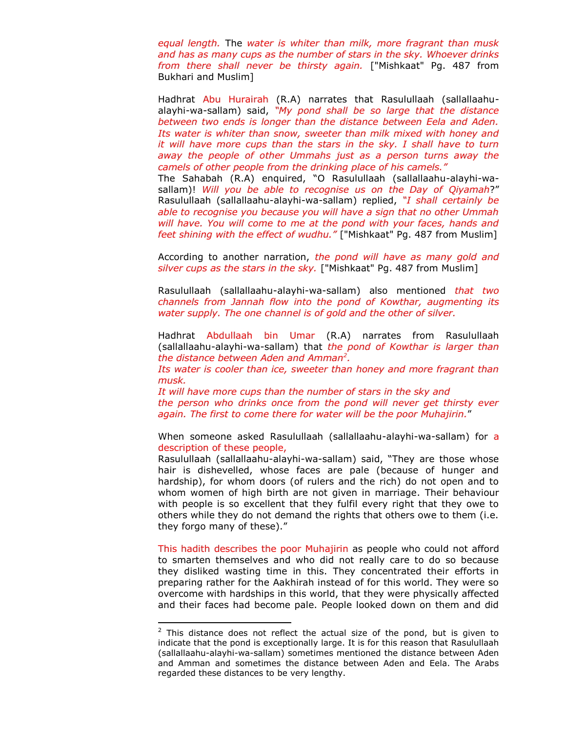*equal length.* The *water is whiter than milk, more fragrant than musk and has as many cups as the number of stars in the sky. Whoever drinks from there shall never be thirsty again.* ["Mishkaat" Pg. 487 from Bukhari and Muslim]

Hadhrat Abu Hurairah (R.A) narrates that Rasulullaah (sallallaahu-alayhi-wa-sallam) said, *"My pond shall be so large that the distance between two ends is longer than the distance between Eela and Aden. Its water is whiter than snow, sweeter than milk mixed with honey and it will have more cups than the stars in the sky. I shall have to turn away the people of other Ummahs just as a person turns away the camels of other people from the drinking place of his camels."*

The Sahabah (R.A) enquired, "O Rasulullaah (sallallaahu-alayhi-wa-sallam)! *Will you be able to recognise us on the Day of Qiyamah*?" Rasulullaah (sallallaahu-alayhi-wa-sallam) replied, *"I shall certainly be able to recognise you because you will have a sign that no other Ummah will have. You will come to me at the pond with your faces, hands and feet shining with the effect of wudhu."* ["Mishkaat" Pg. 487 from Muslim]

According to another narration, *the pond will have as many gold and silver cups as the stars in the sky.* ["Mishkaat" Pg. 487 from Muslim]

Rasulullaah (sallallaahu-alayhi-wa-sallam) also mentioned *that two channels from Jannah flow into the pond of Kowthar, augmenting its water supply. The one channel is of gold and the other of silver.*

Hadhrat Abdullaah bin Umar (R.A) narrates from Rasulullaah (sallallaahu-alayhi-wa-sallam) that *the pond of Kowthar is larger than the distance between Aden and Amman[2].*

*Its water is cooler than ice, sweeter than honey and more fragrant than musk.*

*It will have more cups than the number of stars in the sky and the person who drinks once from the pond will never get thirsty ever again. The first to come there for water will be the poor Muhajirin.*"

When someone asked Rasulullaah (sallallaahu-alayhi-wa-sallam) for a description of these people,

Rasulullaah (sallallaahu-alayhi-wa-sallam) said, "They are those whose hair is dishevelled, whose faces are pale (because of hunger and hardship), for whom doors (of rulers and the rich) do not open and to whom women of high birth are not given in marriage. Their behaviour with people is so excellent that they fulfil every right that they owe to others while they do not demand the rights that others owe to them (i.e. they forgo many of these)."

This hadith describes the poor Muhajirin as people who could not afford to smarten themselves and who did not really care to do so because they disliked wasting time in this. They concentrated their efforts in preparing rather for the Aakhirah instead of for this world. They were so overcome with hardships in this world, that they were physically affected and their faces had become pale. People looked down on them and did

---

[2] This distance does not reflect the actual size of the pond, but is given to indicate that the pond is exceptionally large. It is for this reason that Rasulullaah (sallallaahu-alayhi-wa-sallam) sometimes mentioned the distance between Aden and Amman and sometimes the distance between Aden and Eela. The Arabs regarded these distances to be very lengthy.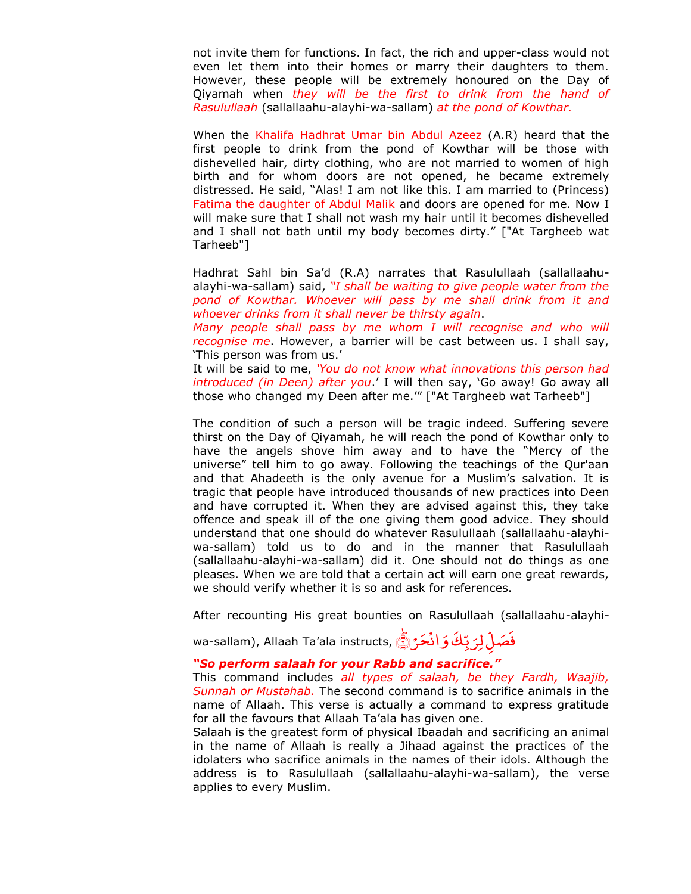not invite them for functions. In fact, the rich and upper-class would not even let them into their homes or marry their daughters to them. However, these people will be extremely honoured on the Day of Qiyamah when *they will be the first to drink from the hand of Rasulullaah* (sallallaahu-alayhi-wa-sallam) *at the pond of Kowthar.*

When the Khalifa Hadhrat Umar bin Abdul Azeez (A.R) heard that the first people to drink from the pond of Kowthar will be those with dishevelled hair, dirty clothing, who are not married to women of high birth and for whom doors are not opened, he became extremely distressed. He said, "Alas! I am not like this. I am married to (Princess) Fatima the daughter of Abdul Malik and doors are opened for me. Now I will make sure that I shall not wash my hair until it becomes dishevelled and I shall not bath until my body becomes dirty." ["At Targheeb wat Tarheeb"]

Hadhrat Sahl bin Sa'd (R.A) narrates that Rasulullaah (sallallaahu-alayhi-wa-sallam) said, *"I shall be waiting to give people water from the pond of Kowthar. Whoever will pass by me shall drink from it and whoever drinks from it shall never be thirsty again*.
*Many people shall pass by me whom I will recognise and who will recognise me*. However, a barrier will be cast between us. I shall say, 'This person was from us.'
It will be said to me, *'You do not know what innovations this person had introduced (in Deen) after you*.' I will then say, 'Go away! Go away all those who changed my Deen after me.'" ["At Targheeb wat Tarheeb"]

The condition of such a person will be tragic indeed. Suffering severe thirst on the Day of Qiyamah, he will reach the pond of Kowthar only to have the angels shove him away and to have the "Mercy of the universe" tell him to go away. Following the teachings of the Qur'aan and that Ahadeeth is the only avenue for a Muslim's salvation. It is tragic that people have introduced thousands of new practices into Deen and have corrupted it. When they are advised against this, they take offence and speak ill of the one giving them good advice. They should understand that one should do whatever Rasulullaah (sallallaahu-alayhi-wa-sallam) told us to do and in the manner that Rasulullaah (sallallaahu-alayhi-wa-sallam) did it. One should not do things as one pleases. When we are told that a certain act will earn one great rewards, we should verify whether it is so and ask for references.

After recounting His great bounties on Rasulullaah (sallallaahu-alayhi-wa-sallam), Allaah Ta'ala instructs, فَصَلِّ لِرَبِّكَ وَانْحَرْ ۝٢

***"So perform salaah for your Rabb and sacrifice."***
This command includes *all types of salaah, be they Fardh, Waajib, Sunnah or Mustahab.* The second command is to sacrifice animals in the name of Allaah. This verse is actually a command to express gratitude for all the favours that Allaah Ta'ala has given one.
Salaah is the greatest form of physical Ibaadah and sacrificing an animal in the name of Allaah is really a Jihaad against the practices of the idolaters who sacrifice animals in the names of their idols. Although the address is to Rasulullaah (sallallaahu-alayhi-wa-sallam), the verse applies to every Muslim.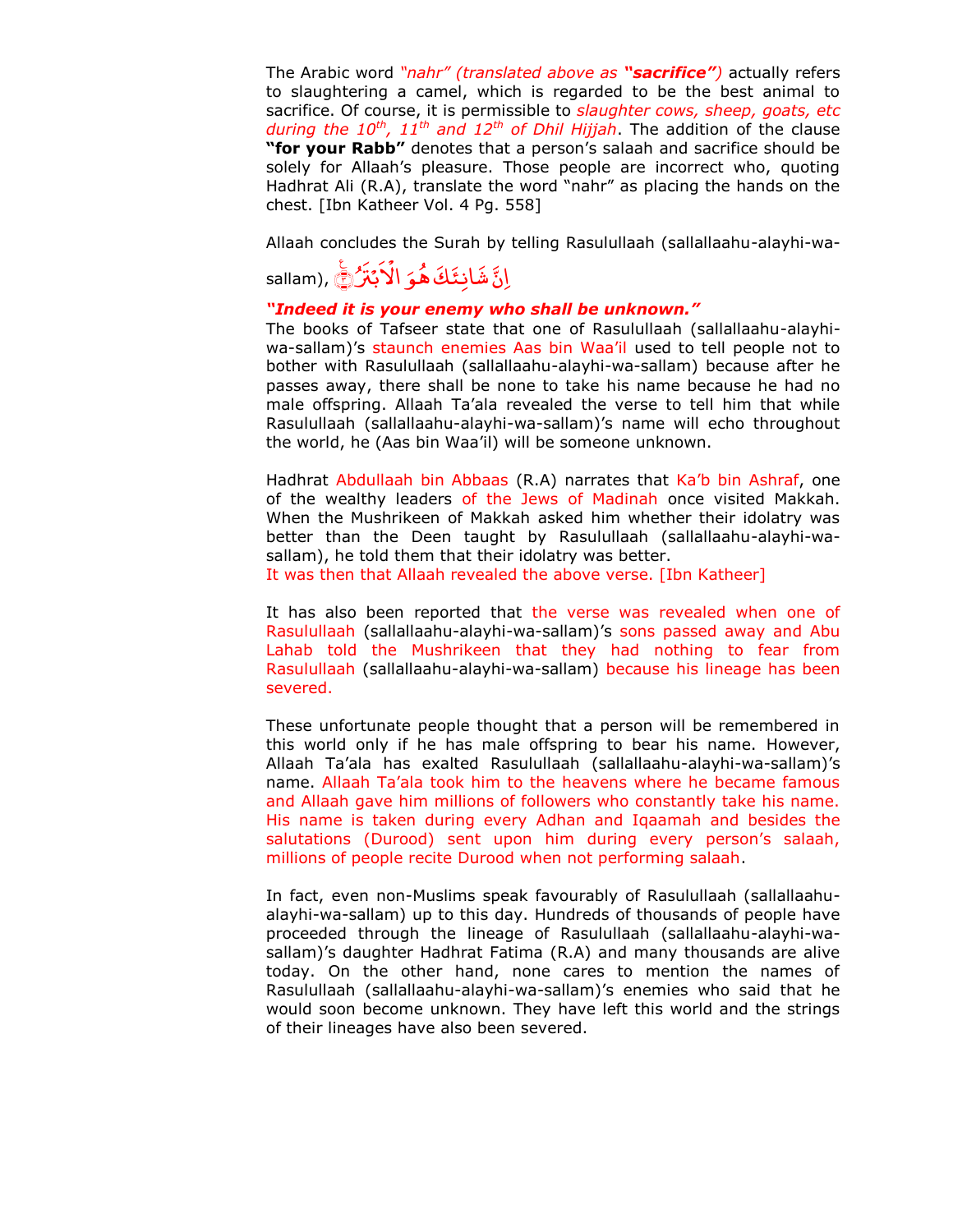The Arabic word *"nahr" (translated above as **"sacrifice"**)* actually refers to slaughtering a camel, which is regarded to be the best animal to sacrifice. Of course, it is permissible to *slaughter cows, sheep, goats, etc during the 10th, 11th and 12th of Dhil Hijjah*. The addition of the clause **"for your Rabb"** denotes that a person's salaah and sacrifice should be solely for Allaah's pleasure. Those people are incorrect who, quoting Hadhrat Ali (R.A), translate the word "nahr" as placing the hands on the chest. [Ibn Katheer Vol. 4 Pg. 558]

Allaah concludes the Surah by telling Rasulullaah (sallallaahu-alayhi-wa-sallam), اِنَّ شَانِئَكَ هُوَ الْاَبْتَرُ

***"Indeed it is your enemy who shall be unknown."***

The books of Tafseer state that one of Rasulullaah (sallallaahu-alayhi-wa-sallam)'s staunch enemies Aas bin Waa'il used to tell people not to bother with Rasulullaah (sallallaahu-alayhi-wa-sallam) because after he passes away, there shall be none to take his name because he had no male offspring. Allaah Ta'ala revealed the verse to tell him that while Rasulullaah (sallallaahu-alayhi-wa-sallam)'s name will echo throughout the world, he (Aas bin Waa'il) will be someone unknown.

Hadhrat Abdullaah bin Abbaas (R.A) narrates that Ka'b bin Ashraf, one of the wealthy leaders of the Jews of Madinah once visited Makkah. When the Mushrikeen of Makkah asked him whether their idolatry was better than the Deen taught by Rasulullaah (sallallaahu-alayhi-wa-sallam), he told them that their idolatry was better.
It was then that Allaah revealed the above verse. [Ibn Katheer]

It has also been reported that the verse was revealed when one of Rasulullaah (sallallaahu-alayhi-wa-sallam)'s sons passed away and Abu Lahab told the Mushrikeen that they had nothing to fear from Rasulullaah (sallallaahu-alayhi-wa-sallam) because his lineage has been severed.

These unfortunate people thought that a person will be remembered in this world only if he has male offspring to bear his name. However, Allaah Ta'ala has exalted Rasulullaah (sallallaahu-alayhi-wa-sallam)'s name. Allaah Ta'ala took him to the heavens where he became famous and Allaah gave him millions of followers who constantly take his name. His name is taken during every Adhan and Iqaamah and besides the salutations (Durood) sent upon him during every person's salaah, millions of people recite Durood when not performing salaah.

In fact, even non-Muslims speak favourably of Rasulullaah (sallallaahu-alayhi-wa-sallam) up to this day. Hundreds of thousands of people have proceeded through the lineage of Rasulullaah (sallallaahu-alayhi-wa-sallam)'s daughter Hadhrat Fatima (R.A) and many thousands are alive today. On the other hand, none cares to mention the names of Rasulullaah (sallallaahu-alayhi-wa-sallam)'s enemies who said that he would soon become unknown. They have left this world and the strings of their lineages have also been severed.